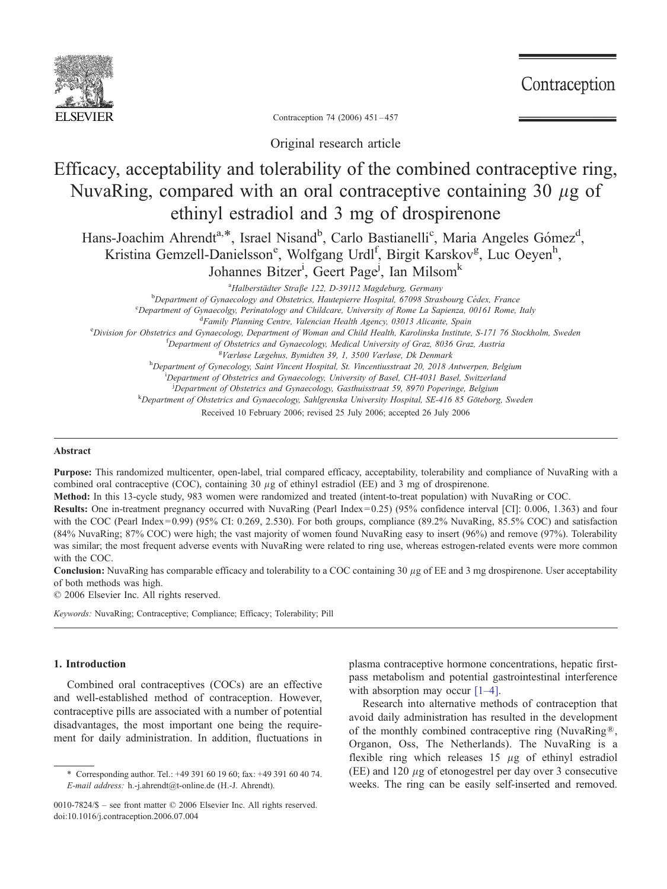Original research article

# Efficacy, acceptability and tolerability of the combined contraceptive ring, NuvaRing, compared with an oral contraceptive containing 30 $\mu$g of ethinyl estradiol and 3 mg of drospirenone

Hans-Joachim Ahrendt[a,*], Israel Nisand[b], Carlo Bastianelli[c], Maria Angeles Gómez[d], Kristina Gemzell-Danielsson[e], Wolfgang Urdl[f], Birgit Karskov[g], Luc Oeyen[h], Johannes Bitzer[i], Geert Page[j], Ian Milsom[k]

[a] Halberstädter Straβe 122, D-39112 Magdeburg, Germany
[b] Department of Gynaecology and Obstetrics, Hautepierre Hospital, 67098 Strasbourg Cédex, France
[c] Department of Gynaecolgy, Perinatology and Childcare, University of Rome La Sapienza, 00161 Rome, Italy
[d] Family Planning Centre, Valencian Health Agency, 03013 Alicante, Spain
[e] Division for Obstetrics and Gynaecology, Department of Woman and Child Health, Karolinska Institute, S-171 76 Stockholm, Sweden
[f] Department of Obstetrics and Gynaecology, Medical University of Graz, 8036 Graz, Austria
[g] Værløse Lægehus, Bymidten 39, 1, 3500 Værløse, Dk Denmark
[h] Department of Gynecology, Saint Vincent Hospital, St. Vincentiusstraat 20, 2018 Antwerpen, Belgium
[i] Department of Obstetrics and Gynaecology, University of Basel, CH-4031 Basel, Switzerland
[j] Department of Obstetrics and Gynaecology, Gasthuisstraat 59, 8970 Poperinge, Belgium
[k] Department of Obstetrics and Gynaecology, Sahlgrenska University Hospital, SE-416 85 Göteborg, Sweden

Received 10 February 2006; revised 25 July 2006; accepted 26 July 2006

## Abstract

**Purpose:** This randomized multicenter, open-label, trial compared efficacy, acceptability, tolerability and compliance of NuvaRing with a combined oral contraceptive (COC), containing 30 $\mu$g of ethinyl estradiol (EE) and 3 mg of drospirenone.

**Method:** In this 13-cycle study, 983 women were randomized and treated (intent-to-treat population) with NuvaRing or COC.

**Results:** One in-treatment pregnancy occurred with NuvaRing (Pearl Index=0.25) (95% confidence interval [CI]: 0.006, 1.363) and four with the COC (Pearl Index=0.99) (95% CI: 0.269, 2.530). For both groups, compliance (89.2% NuvaRing, 85.5% COC) and satisfaction (84% NuvaRing; 87% COC) were high; the vast majority of women found NuvaRing easy to insert (96%) and remove (97%). Tolerability was similar; the most frequent adverse events with NuvaRing were related to ring use, whereas estrogen-related events were more common with the COC.

**Conclusion:** NuvaRing has comparable efficacy and tolerability to a COC containing 30 $\mu$g of EE and 3 mg drospirenone. User acceptability of both methods was high.

© 2006 Elsevier Inc. All rights reserved.

*Keywords:* NuvaRing; Contraceptive; Compliance; Efficacy; Tolerability; Pill

## 1. Introduction

Combined oral contraceptives (COCs) are an effective and well-established method of contraception. However, contraceptive pills are associated with a number of potential disadvantages, the most important one being the requirement for daily administration. In addition, fluctuations in plasma contraceptive hormone concentrations, hepatic first-pass metabolism and potential gastrointestinal interference with absorption may occur [1–4].

Research into alternative methods of contraception that avoid daily administration has resulted in the development of the monthly combined contraceptive ring (NuvaRing®, Organon, Oss, The Netherlands). The NuvaRing is a flexible ring which releases 15 $\mu$g of ethinyl estradiol (EE) and 120 $\mu$g of etonogestrel per day over 3 consecutive weeks. The ring can be easily self-inserted and removed.

\* Corresponding author. Tel.: +49 391 60 19 60; fax: +49 391 60 40 74.
*E-mail address:* h.-j.ahrendt@t-online.de (H.-J. Ahrendt).

0010-7824/$ – see front matter © 2006 Elsevier Inc. All rights reserved.
doi:10.1016/j.contraception.2006.07.004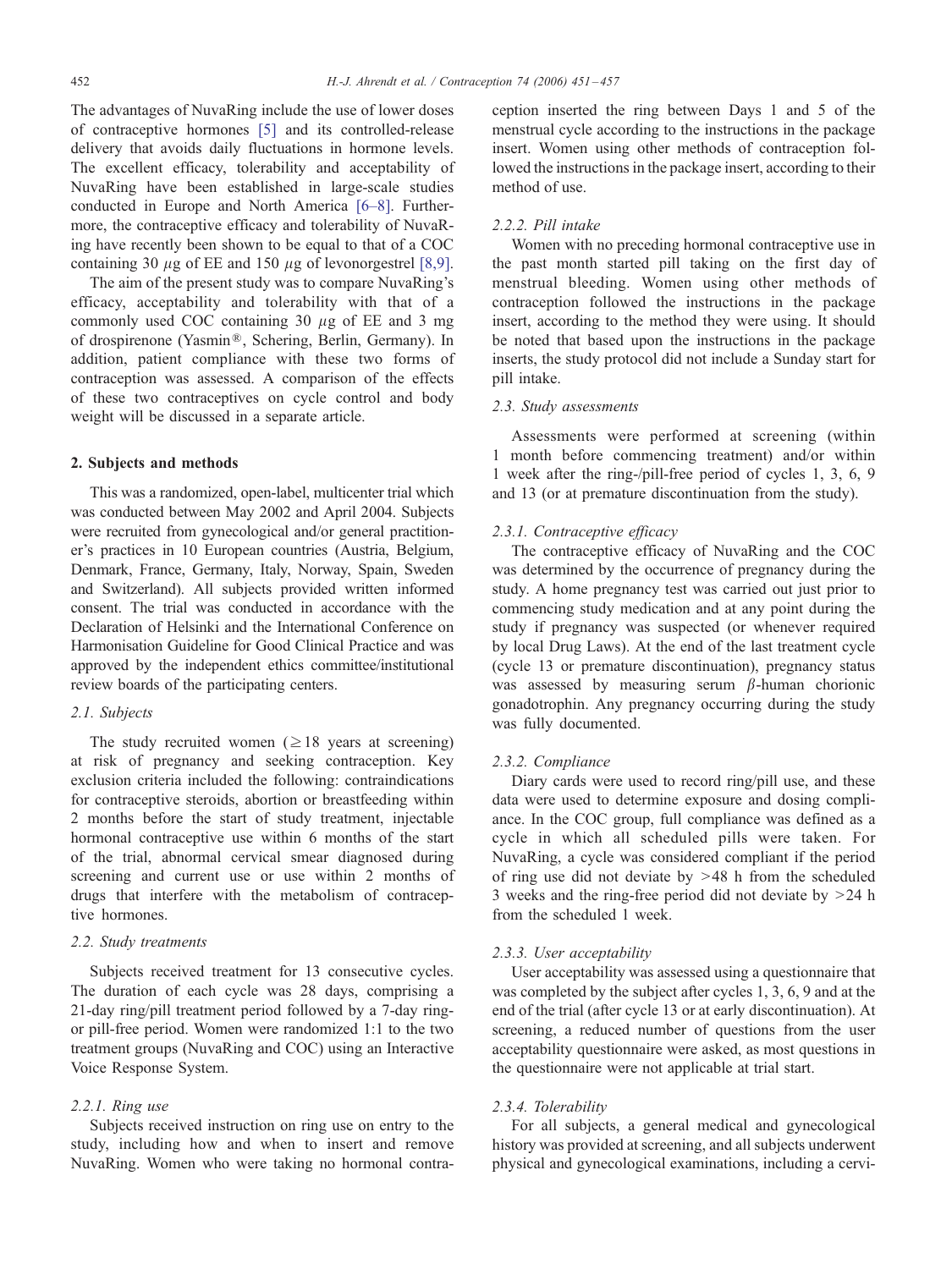The advantages of NuvaRing include the use of lower doses of contraceptive hormones [5] and its controlled-release delivery that avoids daily fluctuations in hormone levels. The excellent efficacy, tolerability and acceptability of NuvaRing have been established in large-scale studies conducted in Europe and North America [6–8]. Furthermore, the contraceptive efficacy and tolerability of NuvaRing have recently been shown to be equal to that of a COC containing 30 $\mu$g of EE and 150 $\mu$g of levonorgestrel [8,9].

The aim of the present study was to compare NuvaRing's efficacy, acceptability and tolerability with that of a commonly used COC containing 30 $\mu$g of EE and 3 mg of drospirenone (Yasmin®, Schering, Berlin, Germany). In addition, patient compliance with these two forms of contraception was assessed. A comparison of the effects of these two contraceptives on cycle control and body weight will be discussed in a separate article.

## 2. Subjects and methods

This was a randomized, open-label, multicenter trial which was conducted between May 2002 and April 2004. Subjects were recruited from gynecological and/or general practitioner's practices in 10 European countries (Austria, Belgium, Denmark, France, Germany, Italy, Norway, Spain, Sweden and Switzerland). All subjects provided written informed consent. The trial was conducted in accordance with the Declaration of Helsinki and the International Conference on Harmonisation Guideline for Good Clinical Practice and was approved by the independent ethics committee/institutional review boards of the participating centers.

### 2.1. Subjects

The study recruited women ($\geq$18 years at screening) at risk of pregnancy and seeking contraception. Key exclusion criteria included the following: contraindications for contraceptive steroids, abortion or breastfeeding within 2 months before the start of study treatment, injectable hormonal contraceptive use within 6 months of the start of the trial, abnormal cervical smear diagnosed during screening and current use or use within 2 months of drugs that interfere with the metabolism of contraceptive hormones.

### 2.2. Study treatments

Subjects received treatment for 13 consecutive cycles. The duration of each cycle was 28 days, comprising a 21-day ring/pill treatment period followed by a 7-day ring- or pill-free period. Women were randomized 1:1 to the two treatment groups (NuvaRing and COC) using an Interactive Voice Response System.

#### 2.2.1. Ring use

Subjects received instruction on ring use on entry to the study, including how and when to insert and remove NuvaRing. Women who were taking no hormonal contraception inserted the ring between Days 1 and 5 of the menstrual cycle according to the instructions in the package insert. Women using other methods of contraception followed the instructions in the package insert, according to their method of use.

#### 2.2.2. Pill intake

Women with no preceding hormonal contraceptive use in the past month started pill taking on the first day of menstrual bleeding. Women using other methods of contraception followed the instructions in the package insert, according to the method they were using. It should be noted that based upon the instructions in the package inserts, the study protocol did not include a Sunday start for pill intake.

### 2.3. Study assessments

Assessments were performed at screening (within 1 month before commencing treatment) and/or within 1 week after the ring-/pill-free period of cycles 1, 3, 6, 9 and 13 (or at premature discontinuation from the study).

#### 2.3.1. Contraceptive efficacy

The contraceptive efficacy of NuvaRing and the COC was determined by the occurrence of pregnancy during the study. A home pregnancy test was carried out just prior to commencing study medication and at any point during the study if pregnancy was suspected (or whenever required by local Drug Laws). At the end of the last treatment cycle (cycle 13 or premature discontinuation), pregnancy status was assessed by measuring serum $\beta$-human chorionic gonadotrophin. Any pregnancy occurring during the study was fully documented.

#### 2.3.2. Compliance

Diary cards were used to record ring/pill use, and these data were used to determine exposure and dosing compliance. In the COC group, full compliance was defined as a cycle in which all scheduled pills were taken. For NuvaRing, a cycle was considered compliant if the period of ring use did not deviate by >48 h from the scheduled 3 weeks and the ring-free period did not deviate by >24 h from the scheduled 1 week.

#### 2.3.3. User acceptability

User acceptability was assessed using a questionnaire that was completed by the subject after cycles 1, 3, 6, 9 and at the end of the trial (after cycle 13 or at early discontinuation). At screening, a reduced number of questions from the user acceptability questionnaire were asked, as most questions in the questionnaire were not applicable at trial start.

#### 2.3.4. Tolerability

For all subjects, a general medical and gynecological history was provided at screening, and all subjects underwent physical and gynecological examinations, including a cervi-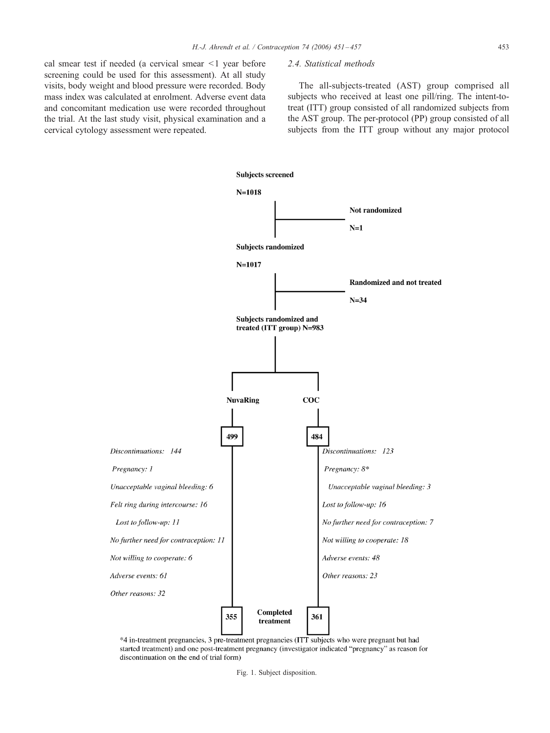cal smear test if needed (a cervical smear <1 year before screening could be used for this assessment). At all study visits, body weight and blood pressure were recorded. Body mass index was calculated at enrolment. Adverse event data and concomitant medication use were recorded throughout the trial. At the last study visit, physical examination and a cervical cytology assessment were repeated.

### 2.4. Statistical methods

The all-subjects-treated (AST) group comprised all subjects who received at least one pill/ring. The intent-to-treat (ITT) group consisted of all randomized subjects from the AST group. The per-protocol (PP) group consisted of all subjects from the ITT group without any major protocol

**Subjects screened**

**N=1018**

**Not randomized**

**N=1**

**Subjects randomized**

**N=1017**

**Randomized and not treated**

**N=34**

**Subjects randomized and treated (ITT group) N=983**

**NuvaRing** — **499**

*Discontinuations: 144*

*Pregnancy: 1*

*Unacceptable vaginal bleeding: 6*

*Felt ring during intercourse: 16*

*Lost to follow-up: 11*

*No further need for contraception: 11*

*Not willing to cooperate: 6*

*Adverse events: 61*

*Other reasons: 32*

**COC** — **484**

*Discontinuations: 123*

*Pregnancy: 8\**

*Unacceptable vaginal bleeding: 3*

*Lost to follow-up: 16*

*No further need for contraception: 7*

*Not willing to cooperate: 18*

*Adverse events: 48*

*Other reasons: 23*

**Completed treatment**: **355** (NuvaRing), **361** (COC)

*4 in-treatment pregnancies, 3 pre-treatment pregnancies (ITT subjects who were pregnant but had started treatment) and one post-treatment pregnancy (investigator indicated "pregnancy" as reason for discontinuation on the end of trial form)

Fig. 1. Subject disposition.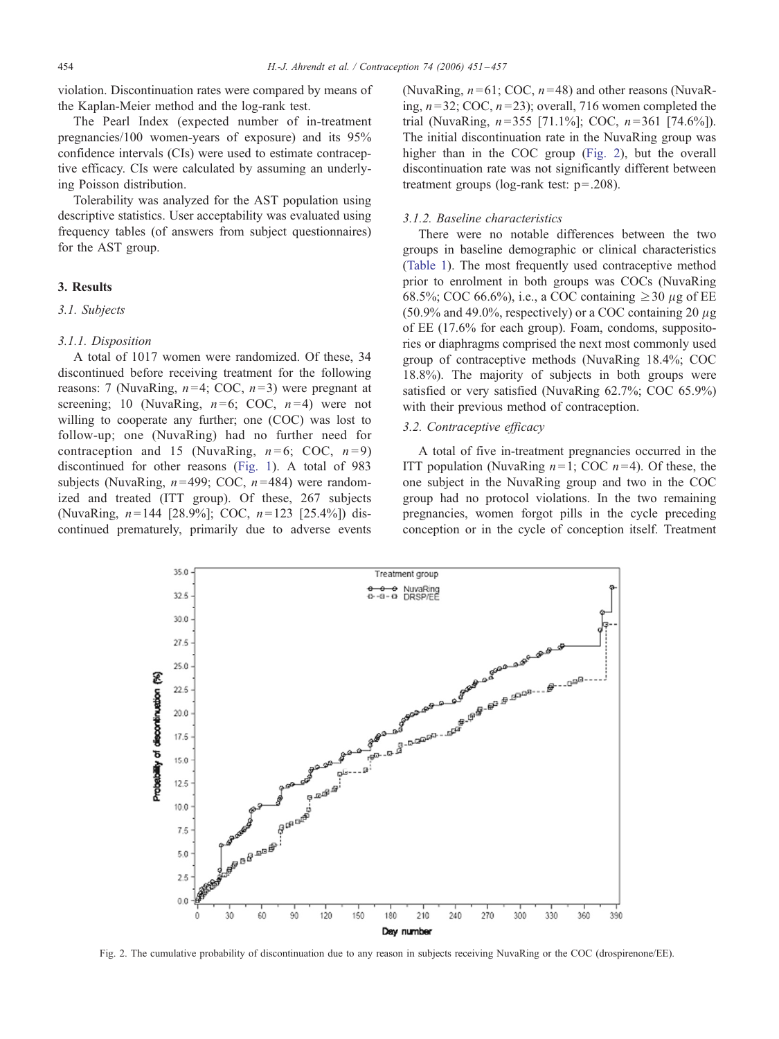violation. Discontinuation rates were compared by means of the Kaplan-Meier method and the log-rank test.

The Pearl Index (expected number of in-treatment pregnancies/100 women-years of exposure) and its 95% confidence intervals (CIs) were used to estimate contraceptive efficacy. CIs were calculated by assuming an underlying Poisson distribution.

Tolerability was analyzed for the AST population using descriptive statistics. User acceptability was evaluated using frequency tables (of answers from subject questionnaires) for the AST group.

## 3. Results

### 3.1. Subjects

#### 3.1.1. Disposition

A total of 1017 women were randomized. Of these, 34 discontinued before receiving treatment for the following reasons: 7 (NuvaRing, $n=4$; COC, $n=3$) were pregnant at screening; 10 (NuvaRing, $n=6$; COC, $n=4$) were not willing to cooperate any further; one (COC) was lost to follow-up; one (NuvaRing) had no further need for contraception and 15 (NuvaRing, $n=6$; COC, $n=9$) discontinued for other reasons (Fig. 1). A total of 983 subjects (NuvaRing, $n=499$; COC, $n=484$) were randomized and treated (ITT group). Of these, 267 subjects (NuvaRing, $n=144$ [28.9%]; COC, $n=123$ [25.4%]) discontinued prematurely, primarily due to adverse events (NuvaRing, $n=61$; COC, $n=48$) and other reasons (NuvaRing, $n=32$; COC, $n=23$); overall, 716 women completed the trial (NuvaRing, $n=355$ [71.1%]; COC, $n=361$ [74.6%]). The initial discontinuation rate in the NuvaRing group was higher than in the COC group (Fig. 2), but the overall discontinuation rate was not significantly different between treatment groups (log-rank test: $p=.208$).

#### 3.1.2. Baseline characteristics

There were no notable differences between the two groups in baseline demographic or clinical characteristics (Table 1). The most frequently used contraceptive method prior to enrolment in both groups was COCs (NuvaRing 68.5%; COC 66.6%), i.e., a COC containing $\geq 30$ $\mu$g of EE (50.9% and 49.0%, respectively) or a COC containing 20 $\mu$g of EE (17.6% for each group). Foam, condoms, suppositories or diaphragms comprised the next most commonly used group of contraceptive methods (NuvaRing 18.4%; COC 18.8%). The majority of subjects in both groups were satisfied or very satisfied (NuvaRing 62.7%; COC 65.9%) with their previous method of contraception.

### 3.2. Contraceptive efficacy

A total of five in-treatment pregnancies occurred in the ITT population (NuvaRing $n=1$; COC $n=4$). Of these, the one subject in the NuvaRing group and two in the COC group had no protocol violations. In the two remaining pregnancies, women forgot pills in the cycle preceding conception or in the cycle of conception itself. Treatment

Fig. 2. The cumulative probability of discontinuation due to any reason in subjects receiving NuvaRing or the COC (drospirenone/EE).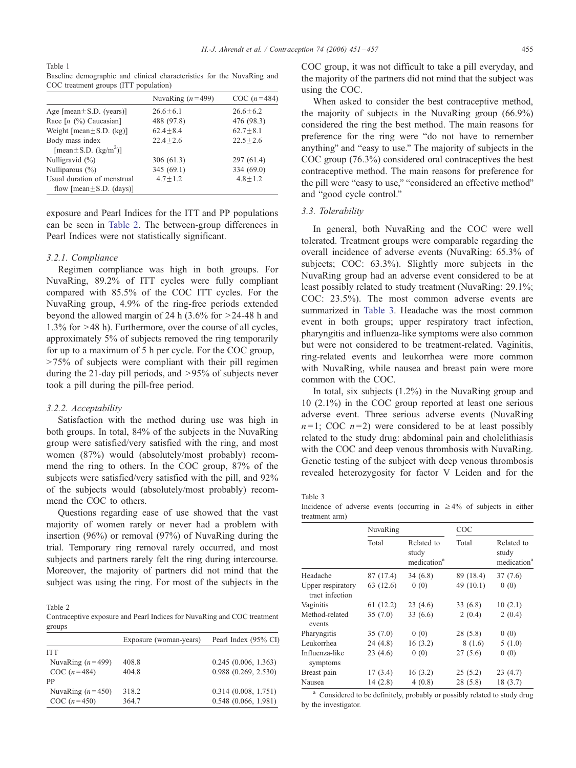Table 1
Baseline demographic and clinical characteristics for the NuvaRing and COC treatment groups (ITT population)

| | NuvaRing ($n$=499) | COC ($n$=484) |
|---|---|---|
| Age [mean±S.D. (years)] | 26.6±6.1 | 26.6±6.2 |
| Race [$n$ (%) Caucasian] | 488 (97.8) | 476 (98.3) |
| Weight [mean±S.D. (kg)] | 62.4±8.4 | 62.7±8.1 |
| Body mass index [mean±S.D. (kg/m$^2$)] | 22.4±2.6 | 22.5±2.6 |
| Nulligravid (%) | 306 (61.3) | 297 (61.4) |
| Nulliparous (%) | 345 (69.1) | 334 (69.0) |
| Usual duration of menstrual flow [mean±S.D. (days)] | 4.7±1.2 | 4.8±1.2 |

exposure and Pearl Indices for the ITT and PP populations can be seen in Table 2. The between-group differences in Pearl Indices were not statistically significant.

### 3.2.1. Compliance

Regimen compliance was high in both groups. For NuvaRing, 89.2% of ITT cycles were fully compliant compared with 85.5% of the COC ITT cycles. For the NuvaRing group, 4.9% of the ring-free periods extended beyond the allowed margin of 24 h (3.6% for >24-48 h and 1.3% for >48 h). Furthermore, over the course of all cycles, approximately 5% of subjects removed the ring temporarily for up to a maximum of 5 h per cycle. For the COC group, >75% of subjects were compliant with their pill regimen during the 21-day pill periods, and >95% of subjects never took a pill during the pill-free period.

### 3.2.2. Acceptability

Satisfaction with the method during use was high in both groups. In total, 84% of the subjects in the NuvaRing group were satisfied/very satisfied with the ring, and most women (87%) would (absolutely/most probably) recommend the ring to others. In the COC group, 87% of the subjects were satisfied/very satisfied with the pill, and 92% of the subjects would (absolutely/most probably) recommend the COC to others.

Questions regarding ease of use showed that the vast majority of women rarely or never had a problem with insertion (96%) or removal (97%) of NuvaRing during the trial. Temporary ring removal rarely occurred, and most subjects and partners rarely felt the ring during intercourse. Moreover, the majority of partners did not mind that the subject was using the ring. For most of the subjects in the COC group, it was not difficult to take a pill everyday, and the majority of the partners did not mind that the subject was using the COC.

When asked to consider the best contraceptive method, the majority of subjects in the NuvaRing group (66.9%) considered the ring the best method. The main reasons for preference for the ring were "do not have to remember anything" and "easy to use." The majority of subjects in the COC group (76.3%) considered oral contraceptives the best contraceptive method. The main reasons for preference for the pill were "easy to use," "considered an effective method" and "good cycle control."

Table 2
Contraceptive exposure and Pearl Indices for NuvaRing and COC treatment groups

| | Exposure (woman-years) | Pearl Index (95% CI) |
|---|---|---|
| ITT | | |
| NuvaRing ($n$=499) | 408.8 | 0.245 (0.006, 1.363) |
| COC ($n$=484) | 404.8 | 0.988 (0.269, 2.530) |
| PP | | |
| NuvaRing ($n$=450) | 318.2 | 0.314 (0.008, 1.751) |
| COC ($n$=450) | 364.7 | 0.548 (0.066, 1.981) |

### 3.3. Tolerability

In general, both NuvaRing and the COC were well tolerated. Treatment groups were comparable regarding the overall incidence of adverse events (NuvaRing: 65.3% of subjects; COC: 63.3%). Slightly more subjects in the NuvaRing group had an adverse event considered to be at least possibly related to study treatment (NuvaRing: 29.1%; COC: 23.5%). The most common adverse events are summarized in Table 3. Headache was the most common event in both groups; upper respiratory tract infection, pharyngitis and influenza-like symptoms were also common but were not considered to be treatment-related. Vaginitis, ring-related events and leukorrhea were more common with NuvaRing, while nausea and breast pain were more common with the COC.

In total, six subjects (1.2%) in the NuvaRing group and 10 (2.1%) in the COC group reported at least one serious adverse event. Three serious adverse events (NuvaRing $n$=1; COC $n$=2) were considered to be at least possibly related to the study drug: abdominal pain and cholelithiasis with the COC and deep venous thrombosis with NuvaRing. Genetic testing of the subject with deep venous thrombosis revealed heterozygosity for factor V Leiden and for the

Table 3
Incidence of adverse events (occurring in ≥4% of subjects in either treatment arm)

| | NuvaRing | | COC | |
|---|---|---|---|---|
| | Total | Related to study medication[a] | Total | Related to study medication[a] |
| Headache | 87 (17.4) | 34 (6.8) | 89 (18.4) | 37 (7.6) |
| Upper respiratory tract infection | 63 (12.6) | 0 (0) | 49 (10.1) | 0 (0) |
| Vaginitis | 61 (12.2) | 23 (4.6) | 33 (6.8) | 10 (2.1) |
| Method-related events | 35 (7.0) | 33 (6.6) | 2 (0.4) | 2 (0.4) |
| Pharyngitis | 35 (7.0) | 0 (0) | 28 (5.8) | 0 (0) |
| Leukorrhea | 24 (4.8) | 16 (3.2) | 8 (1.6) | 5 (1.0) |
| Influenza-like symptoms | 23 (4.6) | 0 (0) | 27 (5.6) | 0 (0) |
| Breast pain | 17 (3.4) | 16 (3.2) | 25 (5.2) | 23 (4.7) |
| Nausea | 14 (2.8) | 4 (0.8) | 28 (5.8) | 18 (3.7) |

[a] Considered to be definitely, probably or possibly related to study drug by the investigator.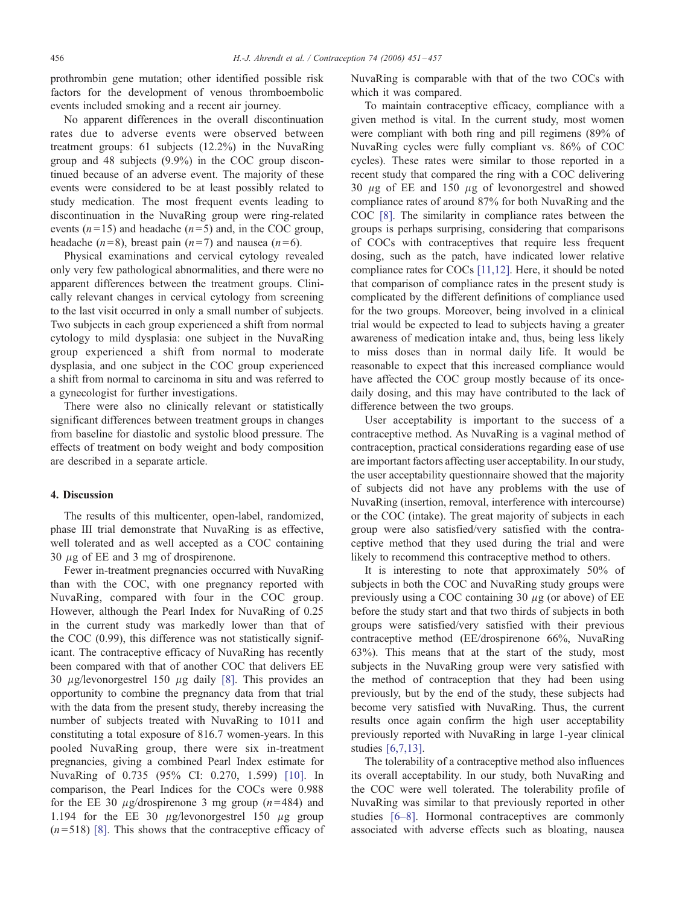prothrombin gene mutation; other identified possible risk factors for the development of venous thromboembolic events included smoking and a recent air journey.

No apparent differences in the overall discontinuation rates due to adverse events were observed between treatment groups: 61 subjects (12.2%) in the NuvaRing group and 48 subjects (9.9%) in the COC group discontinued because of an adverse event. The majority of these events were considered to be at least possibly related to study medication. The most frequent events leading to discontinuation in the NuvaRing group were ring-related events ($n$=15) and headache ($n$=5) and, in the COC group, headache ($n$=8), breast pain ($n$=7) and nausea ($n$=6).

Physical examinations and cervical cytology revealed only very few pathological abnormalities, and there were no apparent differences between the treatment groups. Clinically relevant changes in cervical cytology from screening to the last visit occurred in only a small number of subjects. Two subjects in each group experienced a shift from normal cytology to mild dysplasia: one subject in the NuvaRing group experienced a shift from normal to moderate dysplasia, and one subject in the COC group experienced a shift from normal to carcinoma in situ and was referred to a gynecologist for further investigations.

There were also no clinically relevant or statistically significant differences between treatment groups in changes from baseline for diastolic and systolic blood pressure. The effects of treatment on body weight and body composition are described in a separate article.

## 4. Discussion

The results of this multicenter, open-label, randomized, phase III trial demonstrate that NuvaRing is as effective, well tolerated and as well accepted as a COC containing 30 $\mu$g of EE and 3 mg of drospirenone.

Fewer in-treatment pregnancies occurred with NuvaRing than with the COC, with one pregnancy reported with NuvaRing, compared with four in the COC group. However, although the Pearl Index for NuvaRing of 0.25 in the current study was markedly lower than that of the COC (0.99), this difference was not statistically significant. The contraceptive efficacy of NuvaRing has recently been compared with that of another COC that delivers EE 30 $\mu$g/levonorgestrel 150 $\mu$g daily [8]. This provides an opportunity to combine the pregnancy data from that trial with the data from the present study, thereby increasing the number of subjects treated with NuvaRing to 1011 and constituting a total exposure of 816.7 women-years. In this pooled NuvaRing group, there were six in-treatment pregnancies, giving a combined Pearl Index estimate for NuvaRing of 0.735 (95% CI: 0.270, 1.599) [10]. In comparison, the Pearl Indices for the COCs were 0.988 for the EE 30 $\mu$g/drospirenone 3 mg group ($n$=484) and 1.194 for the EE 30 $\mu$g/levonorgestrel 150 $\mu$g group ($n$=518) [8]. This shows that the contraceptive efficacy of NuvaRing is comparable with that of the two COCs with which it was compared.

To maintain contraceptive efficacy, compliance with a given method is vital. In the current study, most women were compliant with both ring and pill regimens (89% of NuvaRing cycles were fully compliant vs. 86% of COC cycles). These rates were similar to those reported in a recent study that compared the ring with a COC delivering 30 $\mu$g of EE and 150 $\mu$g of levonorgestrel and showed compliance rates of around 87% for both NuvaRing and the COC [8]. The similarity in compliance rates between the groups is perhaps surprising, considering that comparisons of COCs with contraceptives that require less frequent dosing, such as the patch, have indicated lower relative compliance rates for COCs [11,12]. Here, it should be noted that comparison of compliance rates in the present study is complicated by the different definitions of compliance used for the two groups. Moreover, being involved in a clinical trial would be expected to lead to subjects having a greater awareness of medication intake and, thus, being less likely to miss doses than in normal daily life. It would be reasonable to expect that this increased compliance would have affected the COC group mostly because of its once-daily dosing, and this may have contributed to the lack of difference between the two groups.

User acceptability is important to the success of a contraceptive method. As NuvaRing is a vaginal method of contraception, practical considerations regarding ease of use are important factors affecting user acceptability. In our study, the user acceptability questionnaire showed that the majority of subjects did not have any problems with the use of NuvaRing (insertion, removal, interference with intercourse) or the COC (intake). The great majority of subjects in each group were also satisfied/very satisfied with the contraceptive method that they used during the trial and were likely to recommend this contraceptive method to others.

It is interesting to note that approximately 50% of subjects in both the COC and NuvaRing study groups were previously using a COC containing 30 $\mu$g (or above) of EE before the study start and that two thirds of subjects in both groups were satisfied/very satisfied with their previous contraceptive method (EE/drospirenone 66%, NuvaRing 63%). This means that at the start of the study, most subjects in the NuvaRing group were very satisfied with the method of contraception that they had been using previously, but by the end of the study, these subjects had become very satisfied with NuvaRing. Thus, the current results once again confirm the high user acceptability previously reported with NuvaRing in large 1-year clinical studies [6,7,13].

The tolerability of a contraceptive method also influences its overall acceptability. In our study, both NuvaRing and the COC were well tolerated. The tolerability profile of NuvaRing was similar to that previously reported in other studies [6–8]. Hormonal contraceptives are commonly associated with adverse effects such as bloating, nausea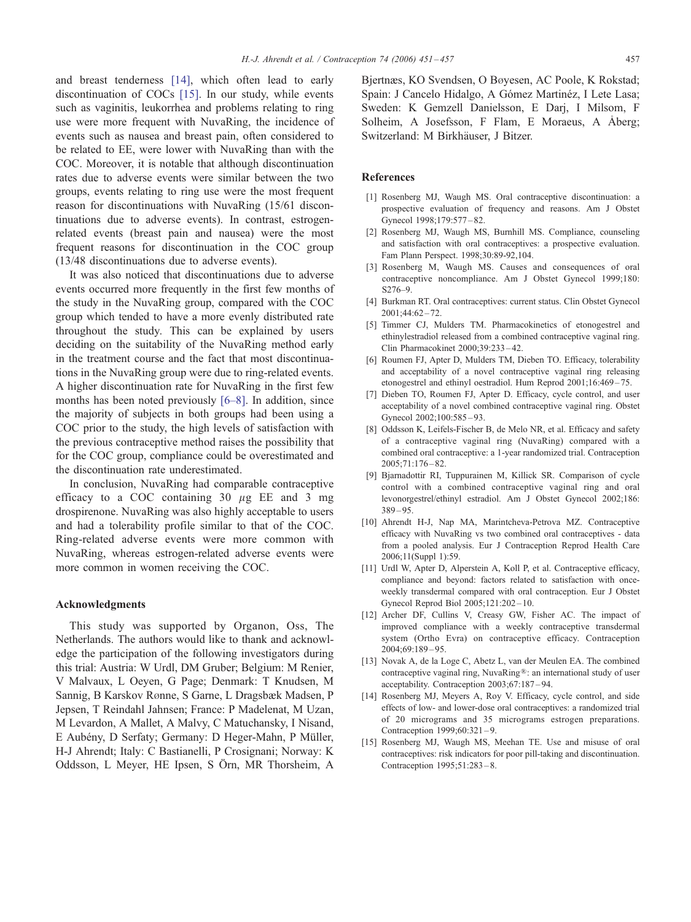and breast tenderness [14], which often lead to early discontinuation of COCs [15]. In our study, while events such as vaginitis, leukorrhea and problems relating to ring use were more frequent with NuvaRing, the incidence of events such as nausea and breast pain, often considered to be related to EE, were lower with NuvaRing than with the COC. Moreover, it is notable that although discontinuation rates due to adverse events were similar between the two groups, events relating to ring use were the most frequent reason for discontinuations with NuvaRing (15/61 discontinuations due to adverse events). In contrast, estrogen-related events (breast pain and nausea) were the most frequent reasons for discontinuation in the COC group (13/48 discontinuations due to adverse events).

It was also noticed that discontinuations due to adverse events occurred more frequently in the first few months of the study in the NuvaRing group, compared with the COC group which tended to have a more evenly distributed rate throughout the study. This can be explained by users deciding on the suitability of the NuvaRing method early in the treatment course and the fact that most discontinuations in the NuvaRing group were due to ring-related events. A higher discontinuation rate for NuvaRing in the first few months has been noted previously [6–8]. In addition, since the majority of subjects in both groups had been using a COC prior to the study, the high levels of satisfaction with the previous contraceptive method raises the possibility that for the COC group, compliance could be overestimated and the discontinuation rate underestimated.

In conclusion, NuvaRing had comparable contraceptive efficacy to a COC containing 30 $\mu$g EE and 3 mg drospirenone. NuvaRing was also highly acceptable to users and had a tolerability profile similar to that of the COC. Ring-related adverse events were more common with NuvaRing, whereas estrogen-related adverse events were more common in women receiving the COC.

## Acknowledgments

This study was supported by Organon, Oss, The Netherlands. The authors would like to thank and acknowledge the participation of the following investigators during this trial: Austria: W Urdl, DM Gruber; Belgium: M Renier, V Malvaux, L Oeyen, G Page; Denmark: T Knudsen, M Sannig, B Karskov Rønne, S Garne, L Dragsbæk Madsen, P Jepsen, T Reindahl Jahnsen; France: P Madelenat, M Uzan, M Levardon, A Mallet, A Malvy, C Matuchansky, I Nisand, E Aubény, D Serfaty; Germany: D Heger-Mahn, P Müller, H-J Ahrendt; Italy: C Bastianelli, P Crosignani; Norway: K Oddsson, L Meyer, HE Ipsen, S Örn, MR Thorsheim, A Bjertnæs, KO Svendsen, O Bøyesen, AC Poole, K Rokstad; Spain: J Cancelo Hidalgo, A Gómez Martinéz, I Lete Lasa; Sweden: K Gemzell Danielsson, E Darj, I Milsom, F Solheim, A Josefsson, F Flam, E Moraeus, A Åberg; Switzerland: M Birkhäuser, J Bitzer.

## References

[1] Rosenberg MJ, Waugh MS. Oral contraceptive discontinuation: a prospective evaluation of frequency and reasons. Am J Obstet Gynecol 1998;179:577–82.

[2] Rosenberg MJ, Waugh MS, Burnhill MS. Compliance, counseling and satisfaction with oral contraceptives: a prospective evaluation. Fam Plann Perspect. 1998;30:89-92,104.

[3] Rosenberg M, Waugh MS. Causes and consequences of oral contraceptive noncompliance. Am J Obstet Gynecol 1999;180: S276–9.

[4] Burkman RT. Oral contraceptives: current status. Clin Obstet Gynecol 2001;44:62–72.

[5] Timmer CJ, Mulders TM. Pharmacokinetics of etonogestrel and ethinylestradiol released from a combined contraceptive vaginal ring. Clin Pharmacokinet 2000;39:233–42.

[6] Roumen FJ, Apter D, Mulders TM, Dieben TO. Efficacy, tolerability and acceptability of a novel contraceptive vaginal ring releasing etonogestrel and ethinyl oestradiol. Hum Reprod 2001;16:469–75.

[7] Dieben TO, Roumen FJ, Apter D. Efficacy, cycle control, and user acceptability of a novel combined contraceptive vaginal ring. Obstet Gynecol 2002;100:585–93.

[8] Oddsson K, Leifels-Fischer B, de Melo NR, et al. Efficacy and safety of a contraceptive vaginal ring (NuvaRing) compared with a combined oral contraceptive: a 1-year randomized trial. Contraception 2005;71:176–82.

[9] Bjarnadottir RI, Tuppurainen M, Killick SR. Comparison of cycle control with a combined contraceptive vaginal ring and oral levonorgestrel/ethinyl estradiol. Am J Obstet Gynecol 2002;186: 389–95.

[10] Ahrendt H-J, Nap MA, Marintcheva-Petrova MZ. Contraceptive efficacy with NuvaRing vs two combined oral contraceptives - data from a pooled analysis. Eur J Contraception Reprod Health Care 2006;11(Suppl 1):59.

[11] Urdl W, Apter D, Alperstein A, Koll P, et al. Contraceptive efficacy, compliance and beyond: factors related to satisfaction with once-weekly transdermal compared with oral contraception. Eur J Obstet Gynecol Reprod Biol 2005;121:202–10.

[12] Archer DF, Cullins V, Creasy GW, Fisher AC. The impact of improved compliance with a weekly contraceptive transdermal system (Ortho Evra) on contraceptive efficacy. Contraception 2004;69:189–95.

[13] Novak A, de la Loge C, Abetz L, van der Meulen EA. The combined contraceptive vaginal ring, NuvaRing®: an international study of user acceptability. Contraception 2003;67:187–94.

[14] Rosenberg MJ, Meyers A, Roy V. Efficacy, cycle control, and side effects of low- and lower-dose oral contraceptives: a randomized trial of 20 micrograms and 35 micrograms estrogen preparations. Contraception 1999;60:321–9.

[15] Rosenberg MJ, Waugh MS, Meehan TE. Use and misuse of oral contraceptives: risk indicators for poor pill-taking and discontinuation. Contraception 1995;51:283–8.